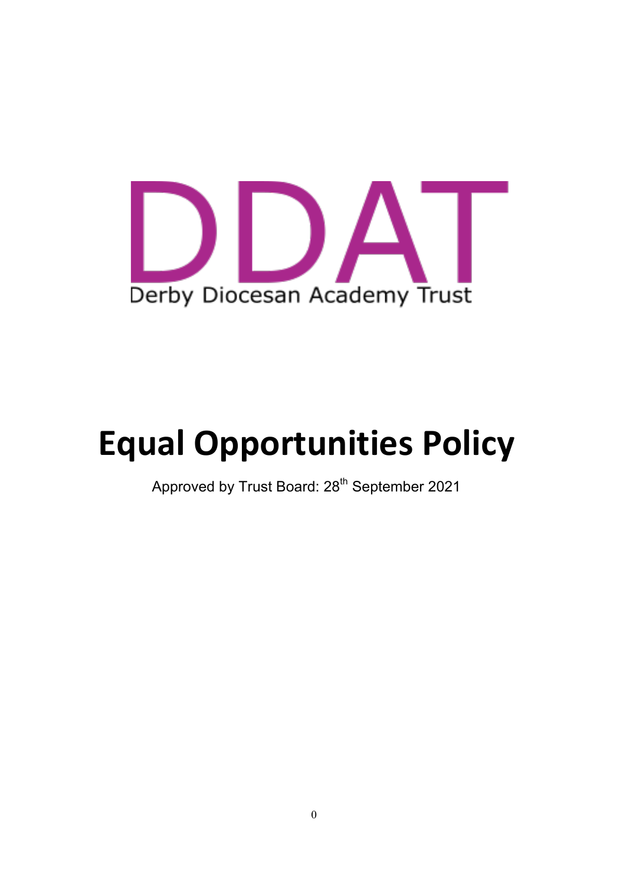DDAT

Derby Diocesan Academy Trust

# Equal Opportunities Policy

Approved by Trust Board: 28th September 2021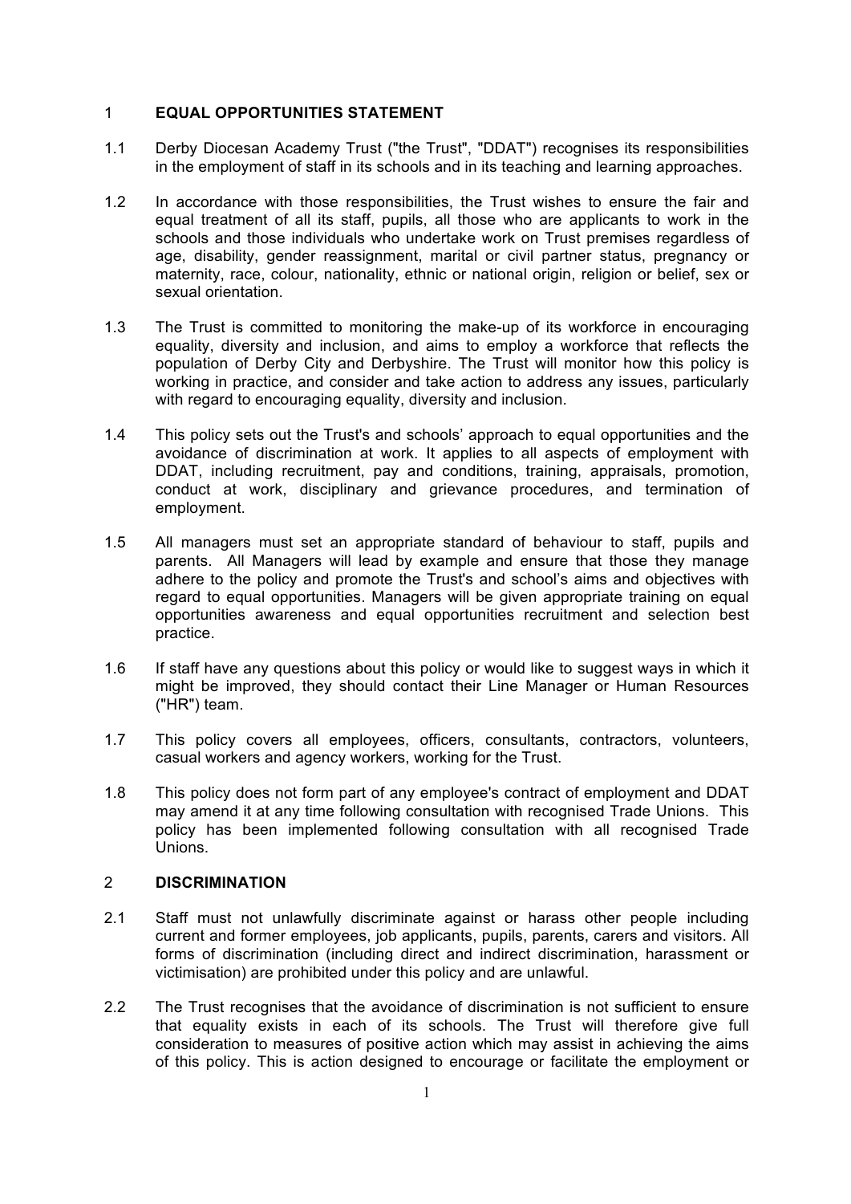## 1 EQUAL OPPORTUNITIES STATEMENT

1.1 Derby Diocesan Academy Trust ("the Trust", "DDAT") recognises its responsibilities in the employment of staff in its schools and in its teaching and learning approaches.

1.2 In accordance with those responsibilities, the Trust wishes to ensure the fair and equal treatment of all its staff, pupils, all those who are applicants to work in the schools and those individuals who undertake work on Trust premises regardless of age, disability, gender reassignment, marital or civil partner status, pregnancy or maternity, race, colour, nationality, ethnic or national origin, religion or belief, sex or sexual orientation.

1.3 The Trust is committed to monitoring the make-up of its workforce in encouraging equality, diversity and inclusion, and aims to employ a workforce that reflects the population of Derby City and Derbyshire. The Trust will monitor how this policy is working in practice, and consider and take action to address any issues, particularly with regard to encouraging equality, diversity and inclusion.

1.4 This policy sets out the Trust's and schools' approach to equal opportunities and the avoidance of discrimination at work. It applies to all aspects of employment with DDAT, including recruitment, pay and conditions, training, appraisals, promotion, conduct at work, disciplinary and grievance procedures, and termination of employment.

1.5 All managers must set an appropriate standard of behaviour to staff, pupils and parents. All Managers will lead by example and ensure that those they manage adhere to the policy and promote the Trust's and school's aims and objectives with regard to equal opportunities. Managers will be given appropriate training on equal opportunities awareness and equal opportunities recruitment and selection best practice.

1.6 If staff have any questions about this policy or would like to suggest ways in which it might be improved, they should contact their Line Manager or Human Resources ("HR") team.

1.7 This policy covers all employees, officers, consultants, contractors, volunteers, casual workers and agency workers, working for the Trust.

1.8 This policy does not form part of any employee's contract of employment and DDAT may amend it at any time following consultation with recognised Trade Unions. This policy has been implemented following consultation with all recognised Trade Unions.

## 2 DISCRIMINATION

2.1 Staff must not unlawfully discriminate against or harass other people including current and former employees, job applicants, pupils, parents, carers and visitors. All forms of discrimination (including direct and indirect discrimination, harassment or victimisation) are prohibited under this policy and are unlawful.

2.2 The Trust recognises that the avoidance of discrimination is not sufficient to ensure that equality exists in each of its schools. The Trust will therefore give full consideration to measures of positive action which may assist in achieving the aims of this policy. This is action designed to encourage or facilitate the employment or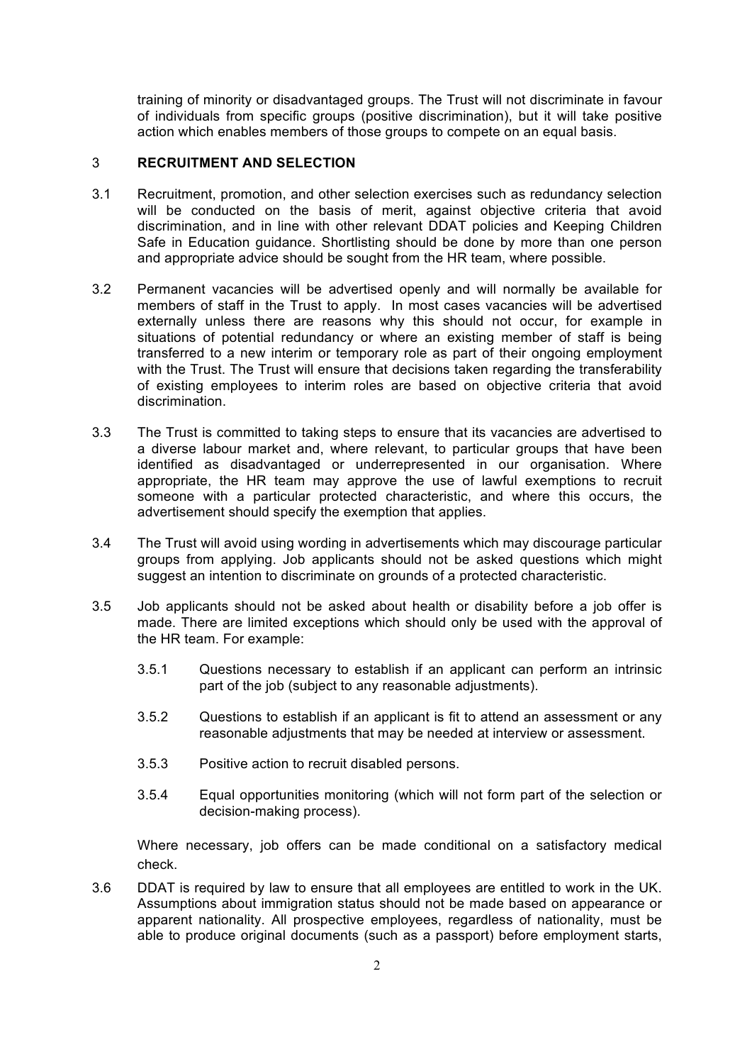training of minority or disadvantaged groups. The Trust will not discriminate in favour of individuals from specific groups (positive discrimination), but it will take positive action which enables members of those groups to compete on an equal basis.

## 3 RECRUITMENT AND SELECTION

3.1 Recruitment, promotion, and other selection exercises such as redundancy selection will be conducted on the basis of merit, against objective criteria that avoid discrimination, and in line with other relevant DDAT policies and Keeping Children Safe in Education guidance. Shortlisting should be done by more than one person and appropriate advice should be sought from the HR team, where possible.

3.2 Permanent vacancies will be advertised openly and will normally be available for members of staff in the Trust to apply. In most cases vacancies will be advertised externally unless there are reasons why this should not occur, for example in situations of potential redundancy or where an existing member of staff is being transferred to a new interim or temporary role as part of their ongoing employment with the Trust. The Trust will ensure that decisions taken regarding the transferability of existing employees to interim roles are based on objective criteria that avoid discrimination.

3.3 The Trust is committed to taking steps to ensure that its vacancies are advertised to a diverse labour market and, where relevant, to particular groups that have been identified as disadvantaged or underrepresented in our organisation. Where appropriate, the HR team may approve the use of lawful exemptions to recruit someone with a particular protected characteristic, and where this occurs, the advertisement should specify the exemption that applies.

3.4 The Trust will avoid using wording in advertisements which may discourage particular groups from applying. Job applicants should not be asked questions which might suggest an intention to discriminate on grounds of a protected characteristic.

3.5 Job applicants should not be asked about health or disability before a job offer is made. There are limited exceptions which should only be used with the approval of the HR team. For example:

- 3.5.1 Questions necessary to establish if an applicant can perform an intrinsic part of the job (subject to any reasonable adjustments).
- 3.5.2 Questions to establish if an applicant is fit to attend an assessment or any reasonable adjustments that may be needed at interview or assessment.
- 3.5.3 Positive action to recruit disabled persons.
- 3.5.4 Equal opportunities monitoring (which will not form part of the selection or decision-making process).

Where necessary, job offers can be made conditional on a satisfactory medical check.

3.6 DDAT is required by law to ensure that all employees are entitled to work in the UK. Assumptions about immigration status should not be made based on appearance or apparent nationality. All prospective employees, regardless of nationality, must be able to produce original documents (such as a passport) before employment starts,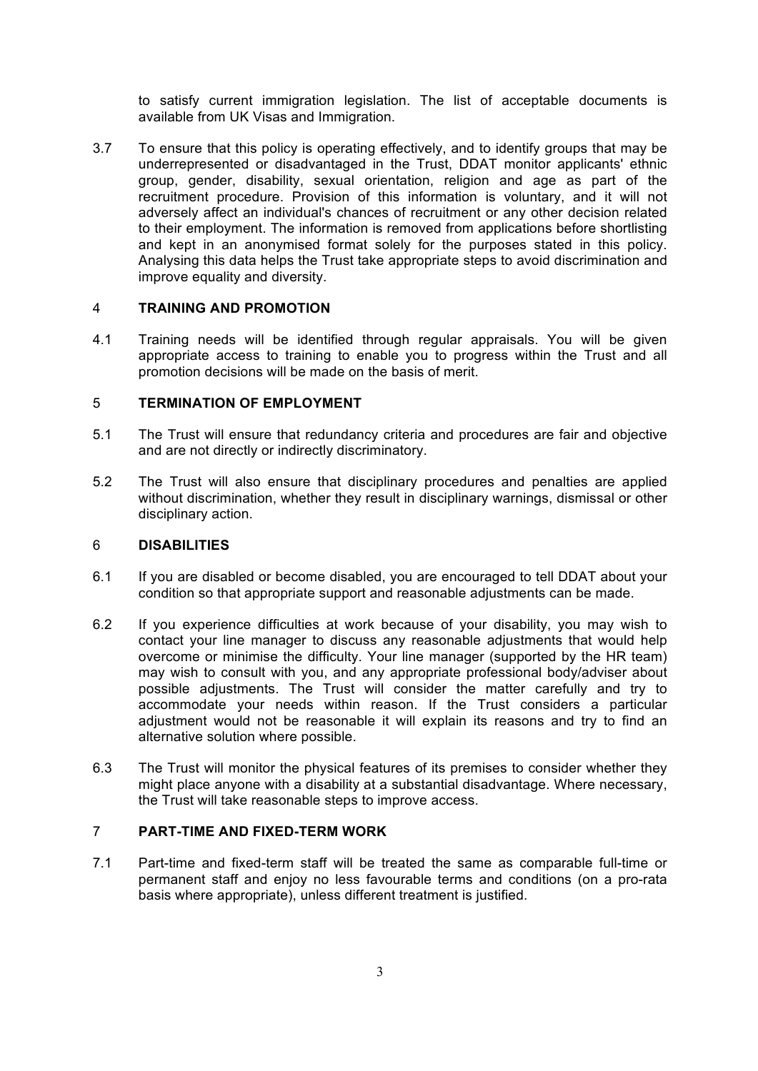to satisfy current immigration legislation. The list of acceptable documents is available from UK Visas and Immigration.

3.7 To ensure that this policy is operating effectively, and to identify groups that may be underrepresented or disadvantaged in the Trust, DDAT monitor applicants' ethnic group, gender, disability, sexual orientation, religion and age as part of the recruitment procedure. Provision of this information is voluntary, and it will not adversely affect an individual's chances of recruitment or any other decision related to their employment. The information is removed from applications before shortlisting and kept in an anonymised format solely for the purposes stated in this policy. Analysing this data helps the Trust take appropriate steps to avoid discrimination and improve equality and diversity.

## 4 TRAINING AND PROMOTION

4.1 Training needs will be identified through regular appraisals. You will be given appropriate access to training to enable you to progress within the Trust and all promotion decisions will be made on the basis of merit.

## 5 TERMINATION OF EMPLOYMENT

5.1 The Trust will ensure that redundancy criteria and procedures are fair and objective and are not directly or indirectly discriminatory.

5.2 The Trust will also ensure that disciplinary procedures and penalties are applied without discrimination, whether they result in disciplinary warnings, dismissal or other disciplinary action.

## 6 DISABILITIES

6.1 If you are disabled or become disabled, you are encouraged to tell DDAT about your condition so that appropriate support and reasonable adjustments can be made.

6.2 If you experience difficulties at work because of your disability, you may wish to contact your line manager to discuss any reasonable adjustments that would help overcome or minimise the difficulty. Your line manager (supported by the HR team) may wish to consult with you, and any appropriate professional body/adviser about possible adjustments. The Trust will consider the matter carefully and try to accommodate your needs within reason. If the Trust considers a particular adjustment would not be reasonable it will explain its reasons and try to find an alternative solution where possible.

6.3 The Trust will monitor the physical features of its premises to consider whether they might place anyone with a disability at a substantial disadvantage. Where necessary, the Trust will take reasonable steps to improve access.

## 7 PART-TIME AND FIXED-TERM WORK

7.1 Part-time and fixed-term staff will be treated the same as comparable full-time or permanent staff and enjoy no less favourable terms and conditions (on a pro-rata basis where appropriate), unless different treatment is justified.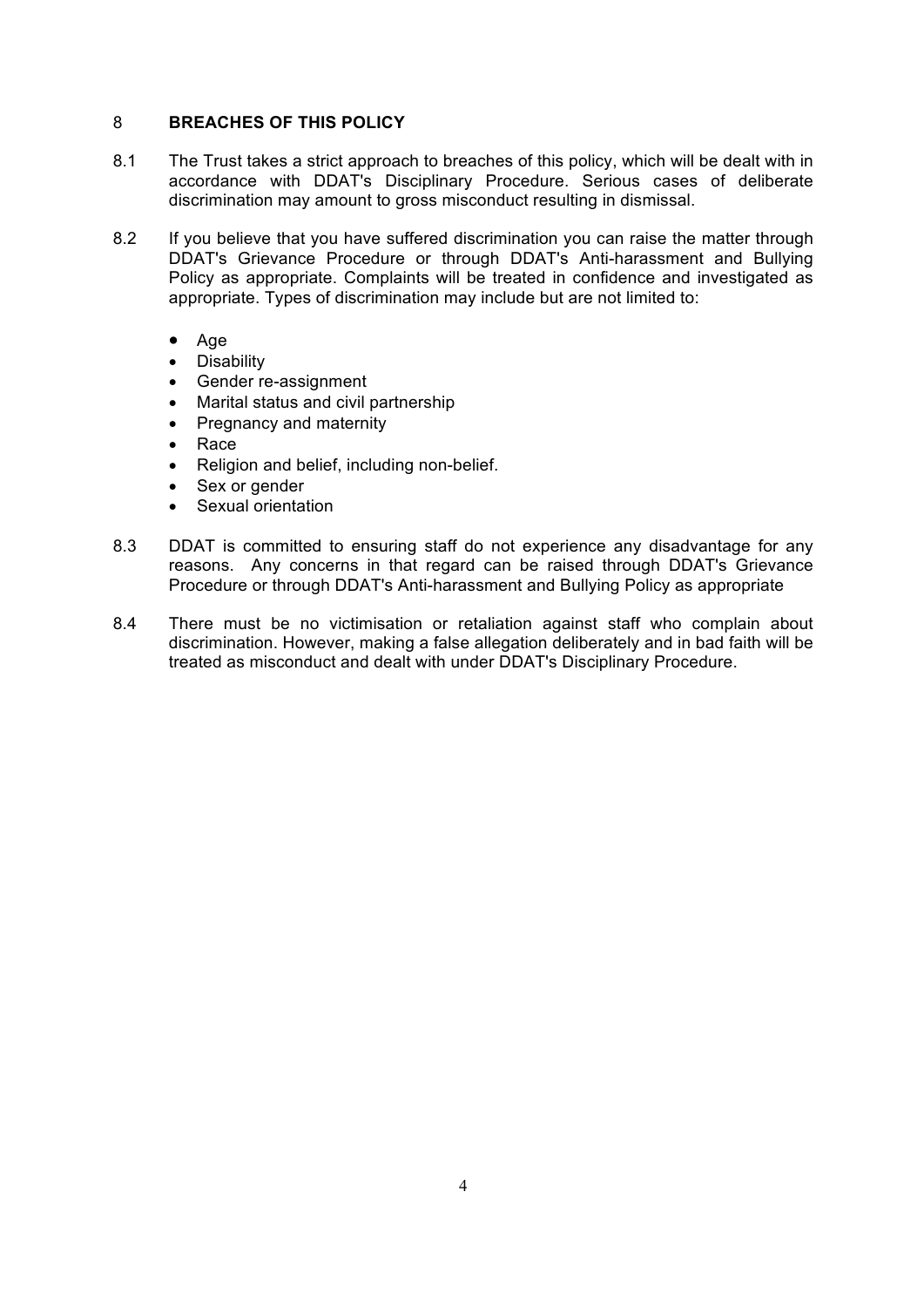## 8 BREACHES OF THIS POLICY

8.1 The Trust takes a strict approach to breaches of this policy, which will be dealt with in accordance with DDAT's Disciplinary Procedure. Serious cases of deliberate discrimination may amount to gross misconduct resulting in dismissal.

8.2 If you believe that you have suffered discrimination you can raise the matter through DDAT's Grievance Procedure or through DDAT's Anti-harassment and Bullying Policy as appropriate. Complaints will be treated in confidence and investigated as appropriate. Types of discrimination may include but are not limited to:

- Age
- Disability
- Gender re-assignment
- Marital status and civil partnership
- Pregnancy and maternity
- Race
- Religion and belief, including non-belief.
- Sex or gender
- Sexual orientation

8.3 DDAT is committed to ensuring staff do not experience any disadvantage for any reasons. Any concerns in that regard can be raised through DDAT's Grievance Procedure or through DDAT's Anti-harassment and Bullying Policy as appropriate

8.4 There must be no victimisation or retaliation against staff who complain about discrimination. However, making a false allegation deliberately and in bad faith will be treated as misconduct and dealt with under DDAT's Disciplinary Procedure.